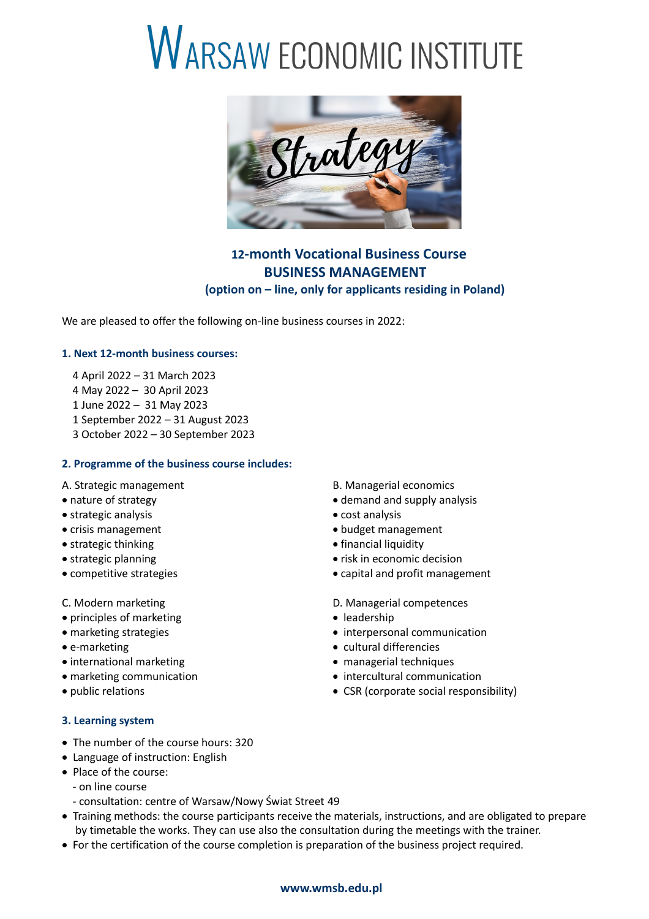# WARSAW ECONOMIC INSTITUTE

## 12-month Vocational Business Course
## BUSINESS MANAGEMENT
### (option on – line, only for applicants residing in Poland)

We are pleased to offer the following on-line business courses in 2022:

### 1. Next 12-month business courses:

4 April 2022 – 31 March 2023
4 May 2022 – 30 April 2023
1 June 2022 – 31 May 2023
1 September 2022 – 31 August 2023
3 October 2022 – 30 September 2023

### 2. Programme of the business course includes:

A. Strategic management
- nature of strategy
- strategic analysis
- crisis management
- strategic thinking
- strategic planning
- competitive strategies

B. Managerial economics
- demand and supply analysis
- cost analysis
- budget management
- financial liquidity
- risk in economic decision
- capital and profit management

C. Modern marketing
- principles of marketing
- marketing strategies
- e-marketing
- international marketing
- marketing communication
- public relations

D. Managerial competences
- leadership
- interpersonal communication
- cultural differencies
- managerial techniques
- intercultural communication
- CSR (corporate social responsibility)

### 3. Learning system

- The number of the course hours: 320
- Language of instruction: English
- Place of the course:
  - on line course
  - consultation: centre of Warsaw/Nowy Świat Street 49
- Training methods: the course participants receive the materials, instructions, and are obligated to prepare by timetable the works. They can use also the consultation during the meetings with the trainer.
- For the certification of the course completion is preparation of the business project required.

**www.wmsb.edu.pl**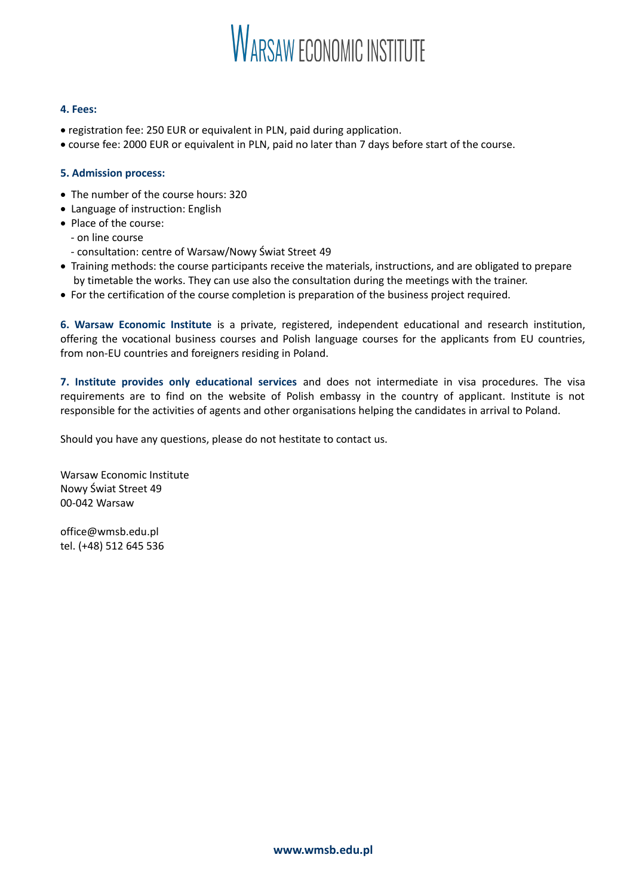#### 4. Fees:

- registration fee: 250 EUR or equivalent in PLN, paid during application.
- course fee: 2000 EUR or equivalent in PLN, paid no later than 7 days before start of the course.

#### 5. Admission process:

- The number of the course hours: 320
- Language of instruction: English
- Place of the course:
  - on line course
  - consultation: centre of Warsaw/Nowy Świat Street 49
- Training methods: the course participants receive the materials, instructions, and are obligated to prepare by timetable the works. They can use also the consultation during the meetings with the trainer.
- For the certification of the course completion is preparation of the business project required.

**6. Warsaw Economic Institute** is a private, registered, independent educational and research institution, offering the vocational business courses and Polish language courses for the applicants from EU countries, from non-EU countries and foreigners residing in Poland.

**7. Institute provides only educational services** and does not intermediate in visa procedures. The visa requirements are to find on the website of Polish embassy in the country of applicant. Institute is not responsible for the activities of agents and other organisations helping the candidates in arrival to Poland.

Should you have any questions, please do not hestitate to contact us.

Warsaw Economic Institute
Nowy Świat Street 49
00-042 Warsaw

office@wmsb.edu.pl
tel. (+48) 512 645 536